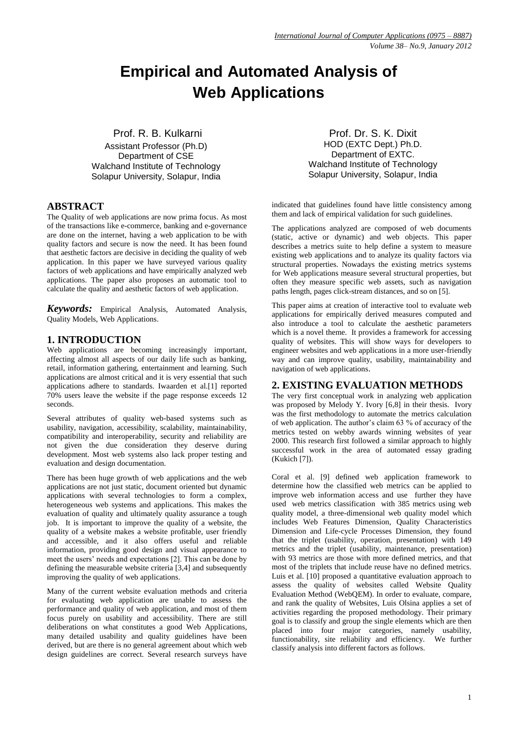# Empirical and Automated Analysis of Web Applications

Prof. R. B. Kulkarni
Assistant Professor (Ph.D)
Department of CSE
Walchand Institute of Technology
Solapur University, Solapur, India

Prof. Dr. S. K. Dixit
HOD (EXTC Dept.) Ph.D.
Department of EXTC.
Walchand Institute of Technology
Solapur University, Solapur, India

## ABSTRACT

The Quality of web applications are now prima focus. As most of the transactions like e-commerce, banking and e-governance are done on the internet, having a web application to be with quality factors and secure is now the need. It has been found that aesthetic factors are decisive in deciding the quality of web application. In this paper we have surveyed various quality factors of web applications and have empirically analyzed web applications. The paper also proposes an automatic tool to calculate the quality and aesthetic factors of web application.

***Keywords:*** Empirical Analysis, Automated Analysis, Quality Models, Web Applications.

## 1. INTRODUCTION

Web applications are becoming increasingly important, affecting almost all aspects of our daily life such as banking, retail, information gathering, entertainment and learning. Such applications are almost critical and it is very essential that such applications adhere to standards. Iwaarden et al.[1] reported 70% users leave the website if the page response exceeds 12 seconds.

Several attributes of quality web-based systems such as usability, navigation, accessibility, scalability, maintainability, compatibility and interoperability, security and reliability are not given the due consideration they deserve during development. Most web systems also lack proper testing and evaluation and design documentation.

There has been huge growth of web applications and the web applications are not just static, document oriented but dynamic applications with several technologies to form a complex, heterogeneous web systems and applications. This makes the evaluation of quality and ultimately quality assurance a tough job. It is important to improve the quality of a website, the quality of a website makes a website profitable, user friendly and accessible, and it also offers useful and reliable information, providing good design and visual appearance to meet the users' needs and expectations [2]. This can be done by defining the measurable website criteria [3,4] and subsequently improving the quality of web applications.

Many of the current website evaluation methods and criteria for evaluating web application are unable to assess the performance and quality of web application, and most of them focus purely on usability and accessibility. There are still deliberations on what constitutes a good Web Applications, many detailed usability and quality guidelines have been derived, but are there is no general agreement about which web design guidelines are correct. Several research surveys have indicated that guidelines found have little consistency among them and lack of empirical validation for such guidelines.

The applications analyzed are composed of web documents (static, active or dynamic) and web objects. This paper describes a metrics suite to help define a system to measure existing web applications and to analyze its quality factors via structural properties. Nowadays the existing metrics systems for Web applications measure several structural properties, but often they measure specific web assets, such as navigation paths length, pages click-stream distances, and so on [5].

This paper aims at creation of interactive tool to evaluate web applications for empirically derived measures computed and also introduce a tool to calculate the aesthetic parameters which is a novel theme. It provides a framework for accessing quality of websites. This will show ways for developers to engineer websites and web applications in a more user-friendly way and can improve quality, usability, maintainability and navigation of web applications.

## 2. EXISTING EVALUATION METHODS

The very first conceptual work in analyzing web application was proposed by Melody Y. Ivory [6,8] in their thesis. Ivory was the first methodology to automate the metrics calculation of web application. The author's claim 63 % of accuracy of the metrics tested on webby awards winning websites of year 2000. This research first followed a similar approach to highly successful work in the area of automated essay grading (Kukich [7]).

Coral et al. [9] defined web application framework to determine how the classified web metrics can be applied to improve web information access and use further they have used web metrics classification with 385 metrics using web quality model, a three-dimensional web quality model which includes Web Features Dimension, Quality Characteristics Dimension and Life-cycle Processes Dimension, they found that the triplet (usability, operation, presentation) with 149 metrics and the triplet (usability, maintenance, presentation) with 93 metrics are those with more defined metrics, and that most of the triplets that include reuse have no defined metrics. Luis et al. [10] proposed a quantitative evaluation approach to assess the quality of websites called Website Quality Evaluation Method (WebQEM). In order to evaluate, compare, and rank the quality of Websites, Luis Olsina applies a set of activities regarding the proposed methodology. Their primary goal is to classify and group the single elements which are then placed into four major categories, namely usability, functionability, site reliability and efficiency. We further classify analysis into different factors as follows.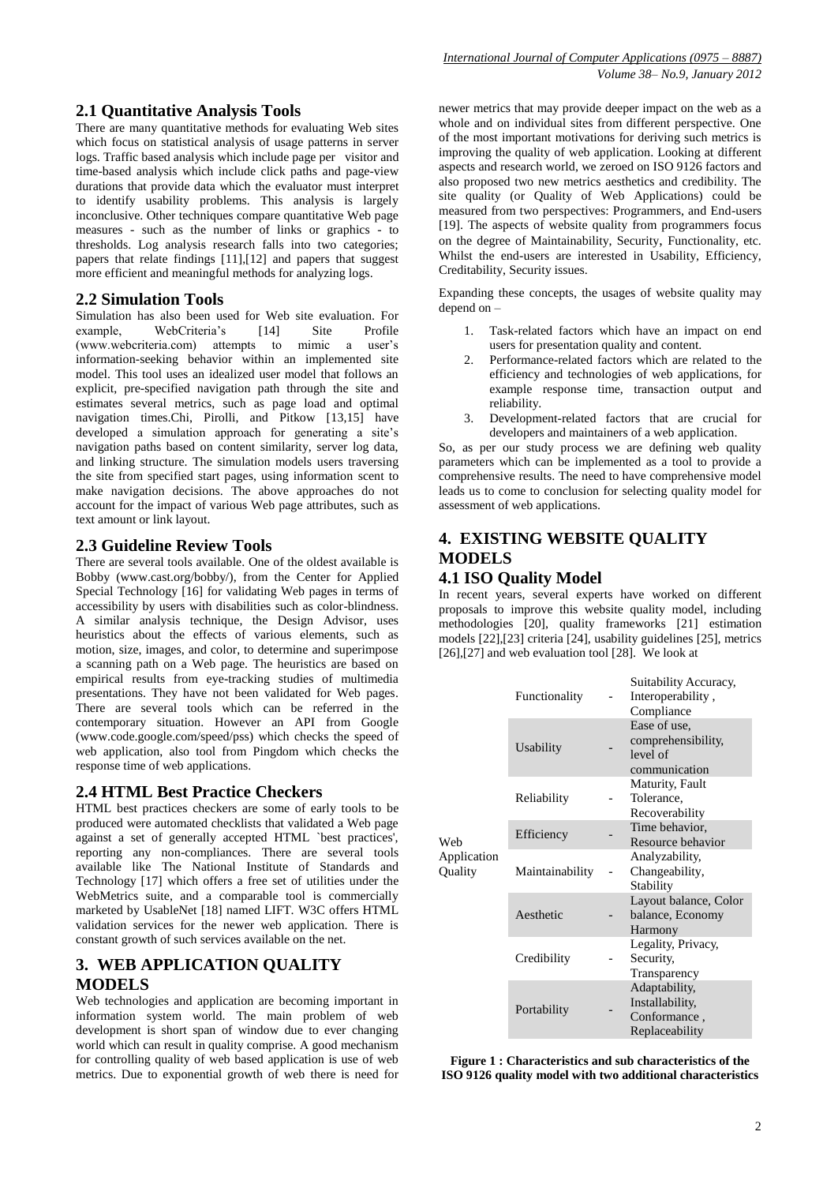## 2.1 Quantitative Analysis Tools

There are many quantitative methods for evaluating Web sites which focus on statistical analysis of usage patterns in server logs. Traffic based analysis which include page per visitor and time-based analysis which include click paths and page-view durations that provide data which the evaluator must interpret to identify usability problems. This analysis is largely inconclusive. Other techniques compare quantitative Web page measures - such as the number of links or graphics - to thresholds. Log analysis research falls into two categories; papers that relate findings [11],[12] and papers that suggest more efficient and meaningful methods for analyzing logs.

## 2.2 Simulation Tools

Simulation has also been used for Web site evaluation. For example, WebCriteria's [14] Site Profile (www.webcriteria.com) attempts to mimic a user's information-seeking behavior within an implemented site model. This tool uses an idealized user model that follows an explicit, pre-specified navigation path through the site and estimates several metrics, such as page load and optimal navigation times.Chi, Pirolli, and Pitkow [13,15] have developed a simulation approach for generating a site's navigation paths based on content similarity, server log data, and linking structure. The simulation models users traversing the site from specified start pages, using information scent to make navigation decisions. The above approaches do not account for the impact of various Web page attributes, such as text amount or link layout.

## 2.3 Guideline Review Tools

There are several tools available. One of the oldest available is Bobby (www.cast.org/bobby/), from the Center for Applied Special Technology [16] for validating Web pages in terms of accessibility by users with disabilities such as color-blindness. A similar analysis technique, the Design Advisor, uses heuristics about the effects of various elements, such as motion, size, images, and color, to determine and superimpose a scanning path on a Web page. The heuristics are based on empirical results from eye-tracking studies of multimedia presentations. They have not been validated for Web pages. There are several tools which can be referred in the contemporary situation. However an API from Google (www.code.google.com/speed/pss) which checks the speed of web application, also tool from Pingdom which checks the response time of web applications.

## 2.4 HTML Best Practice Checkers

HTML best practices checkers are some of early tools to be produced were automated checklists that validated a Web page against a set of generally accepted HTML `best practices', reporting any non-compliances. There are several tools available like The National Institute of Standards and Technology [17] which offers a free set of utilities under the WebMetrics suite, and a comparable tool is commercially marketed by UsableNet [18] named LIFT. W3C offers HTML validation services for the newer web application. There is constant growth of such services available on the net.

# 3. WEB APPLICATION QUALITY MODELS

Web technologies and application are becoming important in information system world. The main problem of web development is short span of window due to ever changing world which can result in quality comprise. A good mechanism for controlling quality of web based application is use of web metrics. Due to exponential growth of web there is need for newer metrics that may provide deeper impact on the web as a whole and on individual sites from different perspective. One of the most important motivations for deriving such metrics is improving the quality of web application. Looking at different aspects and research world, we zeroed on ISO 9126 factors and also proposed two new metrics aesthetics and credibility. The site quality (or Quality of Web Applications) could be measured from two perspectives: Programmers, and End-users [19]. The aspects of website quality from programmers focus on the degree of Maintainability, Security, Functionality, etc. Whilst the end-users are interested in Usability, Efficiency, Creditability, Security issues.

Expanding these concepts, the usages of website quality may depend on –

1. Task-related factors which have an impact on end users for presentation quality and content.
2. Performance-related factors which are related to the efficiency and technologies of web applications, for example response time, transaction output and reliability.
3. Development-related factors that are crucial for developers and maintainers of a web application.

So, as per our study process we are defining web quality parameters which can be implemented as a tool to provide a comprehensive results. The need to have comprehensive model leads us to come to conclusion for selecting quality model for assessment of web applications.

# 4. EXISTING WEBSITE QUALITY MODELS

## 4.1 ISO Quality Model

In recent years, several experts have worked on different proposals to improve this website quality model, including methodologies [20], quality frameworks [21] estimation models [22],[23] criteria [24], usability guidelines [25], metrics [26],[27] and web evaluation tool [28]. We look at

| | Characteristic | | Sub characteristics |
|---|---|---|---|
| Web Application Quality | Functionality | - | Suitability Accuracy, Interoperability , Compliance |
| | Usability | - | Ease of use, comprehensibility, level of communication |
| | Reliability | - | Maturity, Fault Tolerance, Recoverability |
| | Efficiency | - | Time behavior, Resource behavior |
| | Maintainability | - | Analyzability, Changeability, Stability |
| | Aesthetic | - | Layout balance, Color balance, Economy Harmony |
| | Credibility | - | Legality, Privacy, Security, Transparency |
| | Portability | - | Adaptability, Installability, Conformance , Replaceability |

**Figure 1 : Characteristics and sub characteristics of the ISO 9126 quality model with two additional characteristics**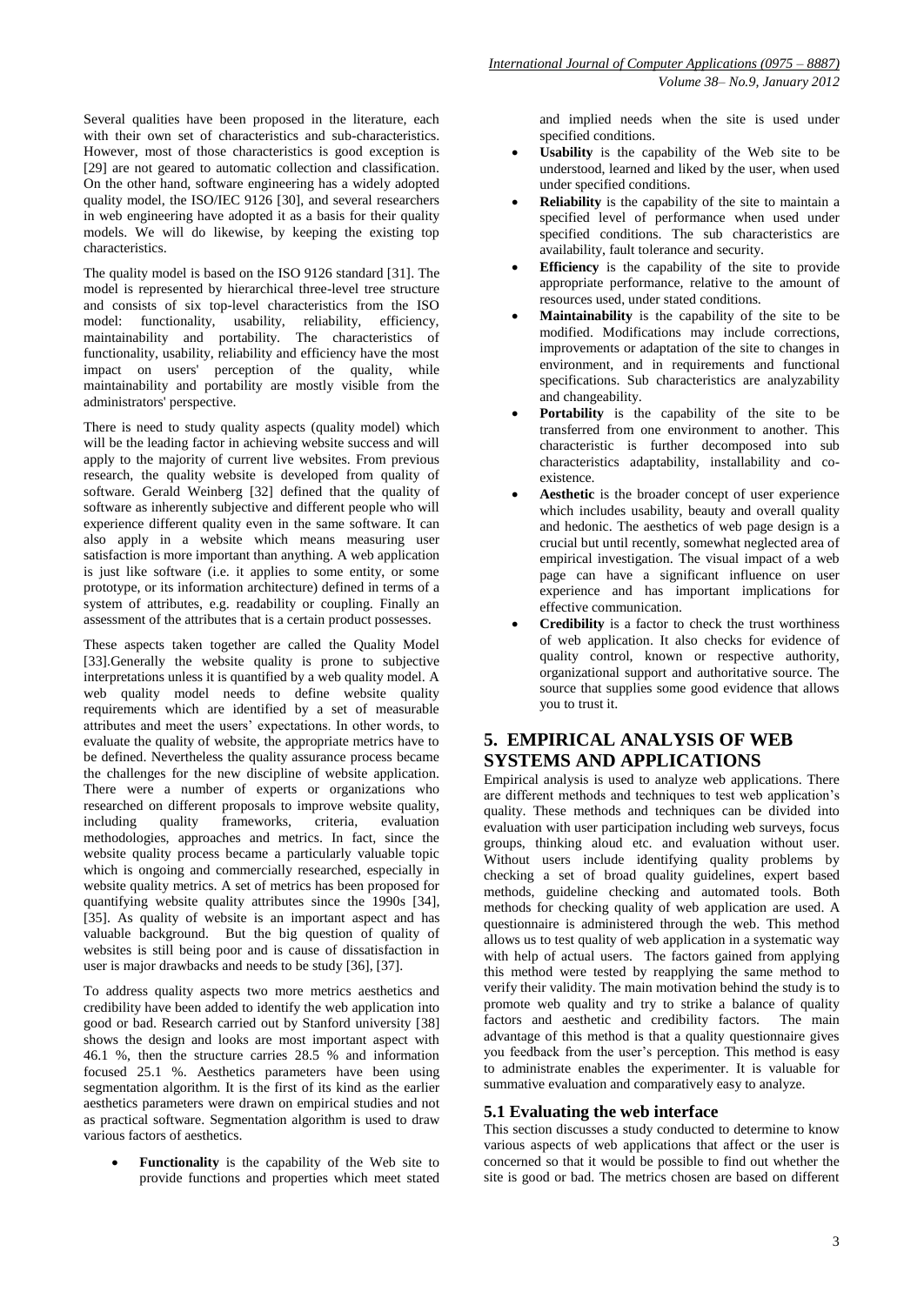Several qualities have been proposed in the literature, each with their own set of characteristics and sub-characteristics. However, most of those characteristics is good exception is [29] are not geared to automatic collection and classification. On the other hand, software engineering has a widely adopted quality model, the ISO/IEC 9126 [30], and several researchers in web engineering have adopted it as a basis for their quality models. We will do likewise, by keeping the existing top characteristics.

The quality model is based on the ISO 9126 standard [31]. The model is represented by hierarchical three-level tree structure and consists of six top-level characteristics from the ISO model: functionality, usability, reliability, efficiency, maintainability and portability. The characteristics of functionality, usability, reliability and efficiency have the most impact on users' perception of the quality, while maintainability and portability are mostly visible from the administrators' perspective.

There is need to study quality aspects (quality model) which will be the leading factor in achieving website success and will apply to the majority of current live websites. From previous research, the quality website is developed from quality of software. Gerald Weinberg [32] defined that the quality of software as inherently subjective and different people who will experience different quality even in the same software. It can also apply in a website which means measuring user satisfaction is more important than anything. A web application is just like software (i.e. it applies to some entity, or some prototype, or its information architecture) defined in terms of a system of attributes, e.g. readability or coupling. Finally an assessment of the attributes that is a certain product possesses.

These aspects taken together are called the Quality Model [33].Generally the website quality is prone to subjective interpretations unless it is quantified by a web quality model. A web quality model needs to define website quality requirements which are identified by a set of measurable attributes and meet the users' expectations. In other words, to evaluate the quality of website, the appropriate metrics have to be defined. Nevertheless the quality assurance process became the challenges for the new discipline of website application. There were a number of experts or organizations who researched on different proposals to improve website quality, including quality frameworks, criteria, evaluation methodologies, approaches and metrics. In fact, since the website quality process became a particularly valuable topic which is ongoing and commercially researched, especially in website quality metrics. A set of metrics has been proposed for quantifying website quality attributes since the 1990s [34], [35]. As quality of website is an important aspect and has valuable background. But the big question of quality of websites is still being poor and is cause of dissatisfaction in user is major drawbacks and needs to be study [36], [37].

To address quality aspects two more metrics aesthetics and credibility have been added to identify the web application into good or bad. Research carried out by Stanford university [38] shows the design and looks are most important aspect with 46.1 %, then the structure carries 28.5 % and information focused 25.1 %. Aesthetics parameters have been using segmentation algorithm. It is the first of its kind as the earlier aesthetics parameters were drawn on empirical studies and not as practical software. Segmentation algorithm is used to draw various factors of aesthetics.

- **Functionality** is the capability of the Web site to provide functions and properties which meet stated and implied needs when the site is used under specified conditions.
- **Usability** is the capability of the Web site to be understood, learned and liked by the user, when used under specified conditions.
- **Reliability** is the capability of the site to maintain a specified level of performance when used under specified conditions. The sub characteristics are availability, fault tolerance and security.
- **Efficiency** is the capability of the site to provide appropriate performance, relative to the amount of resources used, under stated conditions.
- **Maintainability** is the capability of the site to be modified. Modifications may include corrections, improvements or adaptation of the site to changes in environment, and in requirements and functional specifications. Sub characteristics are analyzability and changeability.
- **Portability** is the capability of the site to be transferred from one environment to another. This characteristic is further decomposed into sub characteristics adaptability, installability and co-existence.
- **Aesthetic** is the broader concept of user experience which includes usability, beauty and overall quality and hedonic. The aesthetics of web page design is a crucial but until recently, somewhat neglected area of empirical investigation. The visual impact of a web page can have a significant influence on user experience and has important implications for effective communication.
- **Credibility** is a factor to check the trust worthiness of web application. It also checks for evidence of quality control, known or respective authority, organizational support and authoritative source. The source that supplies some good evidence that allows you to trust it.

## 5. EMPIRICAL ANALYSIS OF WEB SYSTEMS AND APPLICATIONS

Empirical analysis is used to analyze web applications. There are different methods and techniques to test web application's quality. These methods and techniques can be divided into evaluation with user participation including web surveys, focus groups, thinking aloud etc. and evaluation without user. Without users include identifying quality problems by checking a set of broad quality guidelines, expert based methods, guideline checking and automated tools. Both methods for checking quality of web application are used. A questionnaire is administered through the web. This method allows us to test quality of web application in a systematic way with help of actual users. The factors gained from applying this method were tested by reapplying the same method to verify their validity. The main motivation behind the study is to promote web quality and try to strike a balance of quality factors and aesthetic and credibility factors. The main advantage of this method is that a quality questionnaire gives you feedback from the user's perception. This method is easy to administrate enables the experimenter. It is valuable for summative evaluation and comparatively easy to analyze.

### 5.1 Evaluating the web interface

This section discusses a study conducted to determine to know various aspects of web applications that affect or the user is concerned so that it would be possible to find out whether the site is good or bad. The metrics chosen are based on different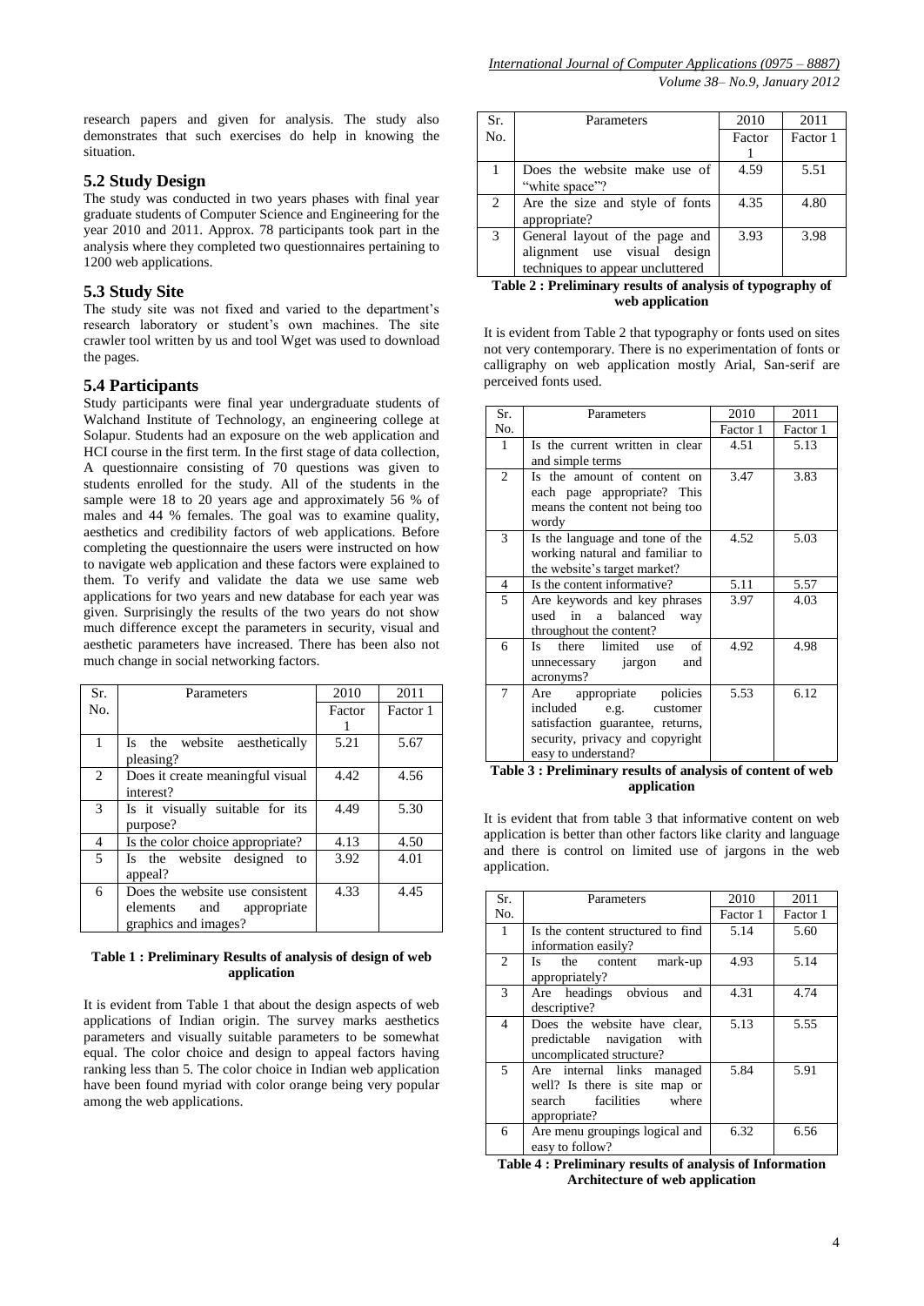research papers and given for analysis. The study also demonstrates that such exercises do help in knowing the situation.

## 5.2 Study Design

The study was conducted in two years phases with final year graduate students of Computer Science and Engineering for the year 2010 and 2011. Approx. 78 participants took part in the analysis where they completed two questionnaires pertaining to 1200 web applications.

## 5.3 Study Site

The study site was not fixed and varied to the department's research laboratory or student's own machines. The site crawler tool written by us and tool Wget was used to download the pages.

## 5.4 Participants

Study participants were final year undergraduate students of Walchand Institute of Technology, an engineering college at Solapur. Students had an exposure on the web application and HCI course in the first term. In the first stage of data collection, A questionnaire consisting of 70 questions was given to students enrolled for the study. All of the students in the sample were 18 to 20 years age and approximately 56 % of males and 44 % females. The goal was to examine quality, aesthetics and credibility factors of web applications. Before completing the questionnaire the users were instructed on how to navigate web application and these factors were explained to them. To verify and validate the data we use same web applications for two years and new database for each year was given. Surprisingly the results of the two years do not show much difference except the parameters in security, visual and aesthetic parameters have increased. There has been also not much change in social networking factors.

| Sr. No. | Parameters | 2010 Factor 1 | 2011 Factor 1 |
|---|---|---|---|
| 1 | Is the website aesthetically pleasing? | 5.21 | 5.67 |
| 2 | Does it create meaningful visual interest? | 4.42 | 4.56 |
| 3 | Is it visually suitable for its purpose? | 4.49 | 5.30 |
| 4 | Is the color choice appropriate? | 4.13 | 4.50 |
| 5 | Is the website designed to appeal? | 3.92 | 4.01 |
| 6 | Does the website use consistent elements and appropriate graphics and images? | 4.33 | 4.45 |

**Table 1 : Preliminary Results of analysis of design of web application**

It is evident from Table 1 that about the design aspects of web applications of Indian origin. The survey marks aesthetics parameters and visually suitable parameters to be somewhat equal. The color choice and design to appeal factors having ranking less than 5. The color choice in Indian web application have been found myriad with color orange being very popular among the web applications.

| Sr. No. | Parameters | 2010 Factor 1 | 2011 Factor 1 |
|---|---|---|---|
| 1 | Does the website make use of "white space"? | 4.59 | 5.51 |
| 2 | Are the size and style of fonts appropriate? | 4.35 | 4.80 |
| 3 | General layout of the page and alignment use visual design techniques to appear uncluttered | 3.93 | 3.98 |

**Table 2 : Preliminary results of analysis of typography of web application**

It is evident from Table 2 that typography or fonts used on sites not very contemporary. There is no experimentation of fonts or calligraphy on web application mostly Arial, San-serif are perceived fonts used.

| Sr. No. | Parameters | 2010 Factor 1 | 2011 Factor 1 |
|---|---|---|---|
| 1 | Is the current written in clear and simple terms | 4.51 | 5.13 |
| 2 | Is the amount of content on each page appropriate? This means the content not being too wordy | 3.47 | 3.83 |
| 3 | Is the language and tone of the working natural and familiar to the website's target market? | 4.52 | 5.03 |
| 4 | Is the content informative? | 5.11 | 5.57 |
| 5 | Are keywords and key phrases used in a balanced way throughout the content? | 3.97 | 4.03 |
| 6 | Is there limited use of unnecessary jargon and acronyms? | 4.92 | 4.98 |
| 7 | Are appropriate policies included e.g. customer satisfaction guarantee, returns, security, privacy and copyright easy to understand? | 5.53 | 6.12 |

**Table 3 : Preliminary results of analysis of content of web application**

It is evident that from table 3 that informative content on web application is better than other factors like clarity and language and there is control on limited use of jargons in the web application.

| Sr. No. | Parameters | 2010 Factor 1 | 2011 Factor 1 |
|---|---|---|---|
| 1 | Is the content structured to find information easily? | 5.14 | 5.60 |
| 2 | Is the content mark-up appropriately? | 4.93 | 5.14 |
| 3 | Are headings obvious and descriptive? | 4.31 | 4.74 |
| 4 | Does the website have clear, predictable navigation with uncomplicated structure? | 5.13 | 5.55 |
| 5 | Are internal links managed well? Is there is site map or search facilities where appropriate? | 5.84 | 5.91 |
| 6 | Are menu groupings logical and easy to follow? | 6.32 | 6.56 |

**Table 4 : Preliminary results of analysis of Information Architecture of web application**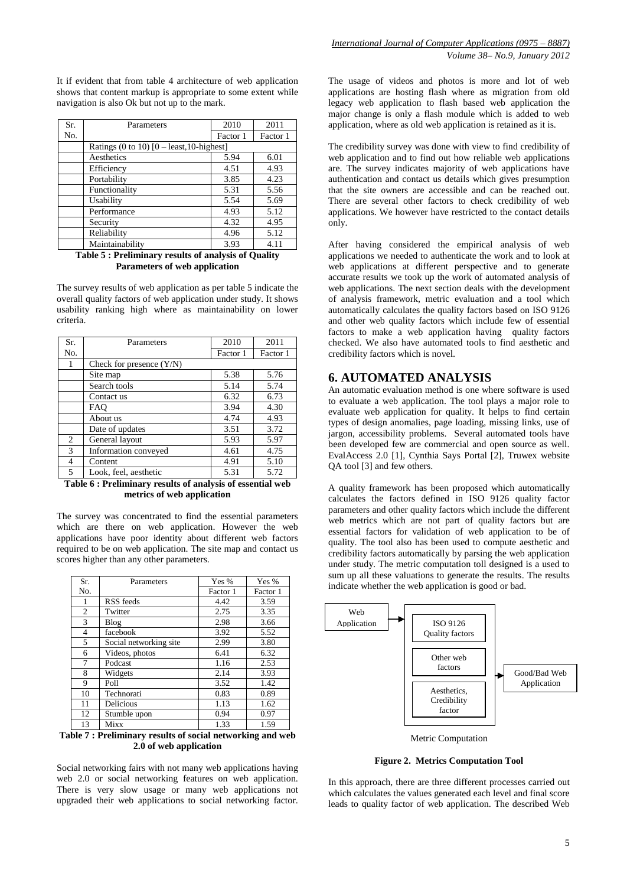It if evident that from table 4 architecture of web application shows that content markup is appropriate to some extent while navigation is also Ok but not up to the mark.

| Sr. No. | Parameters | 2010 | 2011 |
|---|---|---|---|
| | | Factor 1 | Factor 1 |
| | Ratings (0 to 10) [0 – least,10-highest] | | |
| | Aesthetics | 5.94 | 6.01 |
| | Efficiency | 4.51 | 4.93 |
| | Portability | 3.85 | 4.23 |
| | Functionality | 5.31 | 5.56 |
| | Usability | 5.54 | 5.69 |
| | Performance | 4.93 | 5.12 |
| | Security | 4.32 | 4.95 |
| | Reliability | 4.96 | 5.12 |
| | Maintainability | 3.93 | 4.11 |

**Table 5 : Preliminary results of analysis of Quality Parameters of web application**

The survey results of web application as per table 5 indicate the overall quality factors of web application under study. It shows usability ranking high where as maintainability on lower criteria.

| Sr. No. | Parameters | 2010 | 2011 |
|---|---|---|---|
| | | Factor 1 | Factor 1 |
| 1 | Check for presence (Y/N) | | |
| | Site map | 5.38 | 5.76 |
| | Search tools | 5.14 | 5.74 |
| | Contact us | 6.32 | 6.73 |
| | FAQ | 3.94 | 4.30 |
| | About us | 4.74 | 4.93 |
| | Date of updates | 3.51 | 3.72 |
| 2 | General layout | 5.93 | 5.97 |
| 3 | Information conveyed | 4.61 | 4.75 |
| 4 | Content | 4.91 | 5.10 |
| 5 | Look, feel, aesthetic | 5.31 | 5.72 |

**Table 6 : Preliminary results of analysis of essential web metrics of web application**

The survey was concentrated to find the essential parameters which are there on web application. However the web applications have poor identity about different web factors required to be on web application. The site map and contact us scores higher than any other parameters.

| Sr. No. | Parameters | Yes % | Yes % |
|---|---|---|---|
| | | Factor 1 | Factor 1 |
| 1 | RSS feeds | 4.42 | 3.59 |
| 2 | Twitter | 2.75 | 3.35 |
| 3 | Blog | 2.98 | 3.66 |
| 4 | facebook | 3.92 | 5.52 |
| 5 | Social networking site | 2.99 | 3.80 |
| 6 | Videos, photos | 6.41 | 6.32 |
| 7 | Podcast | 1.16 | 2.53 |
| 8 | Widgets | 2.14 | 3.93 |
| 9 | Poll | 3.52 | 1.42 |
| 10 | Technorati | 0.83 | 0.89 |
| 11 | Delicious | 1.13 | 1.62 |
| 12 | Stumble upon | 0.94 | 0.97 |
| 13 | Mixx | 1.33 | 1.59 |

**Table 7 : Preliminary results of social networking and web 2.0 of web application**

Social networking fairs with not many web applications having web 2.0 or social networking features on web application. There is very slow usage or many web applications not upgraded their web applications to social networking factor. The usage of videos and photos is more and lot of web applications are hosting flash where as migration from old legacy web application to flash based web application the major change is only a flash module which is added to web application, where as old web application is retained as it is.

The credibility survey was done with view to find credibility of web application and to find out how reliable web applications are. The survey indicates majority of web applications have authentication and contact us details which gives presumption that the site owners are accessible and can be reached out. There are several other factors to check credibility of web applications. We however have restricted to the contact details only.

After having considered the empirical analysis of web applications we needed to authenticate the work and to look at web applications at different perspective and to generate accurate results we took up the work of automated analysis of web applications. The next section deals with the development of analysis framework, metric evaluation and a tool which automatically calculates the quality factors based on ISO 9126 and other web quality factors which include few of essential factors to make a web application having quality factors checked. We also have automated tools to find aesthetic and credibility factors which is novel.

## 6. AUTOMATED ANALYSIS

An automatic evaluation method is one where software is used to evaluate a web application. The tool plays a major role to evaluate web application for quality. It helps to find certain types of design anomalies, page loading, missing links, use of jargon, accessibility problems. Several automated tools have been developed few are commercial and open source as well. EvalAccess 2.0 [1], Cynthia Says Portal [2], Truwex website QA tool [3] and few others.

A quality framework has been proposed which automatically calculates the factors defined in ISO 9126 quality factor parameters and other quality factors which include the different web metrics which are not part of quality factors but are essential factors for validation of web application to be of quality. The tool also has been used to compute aesthetic and credibility factors automatically by parsing the web application under study. The metric computation toll designed is a used to sum up all these valuations to generate the results. The results indicate whether the web application is good or bad.

Web Application → [ISO 9126 Quality factors | Other web factors | Aesthetics, Credibility factor] (Metric Computation) → Good/Bad Web Application

**Figure 2. Metrics Computation Tool**

In this approach, there are three different processes carried out which calculates the values generated each level and final score leads to quality factor of web application. The described Web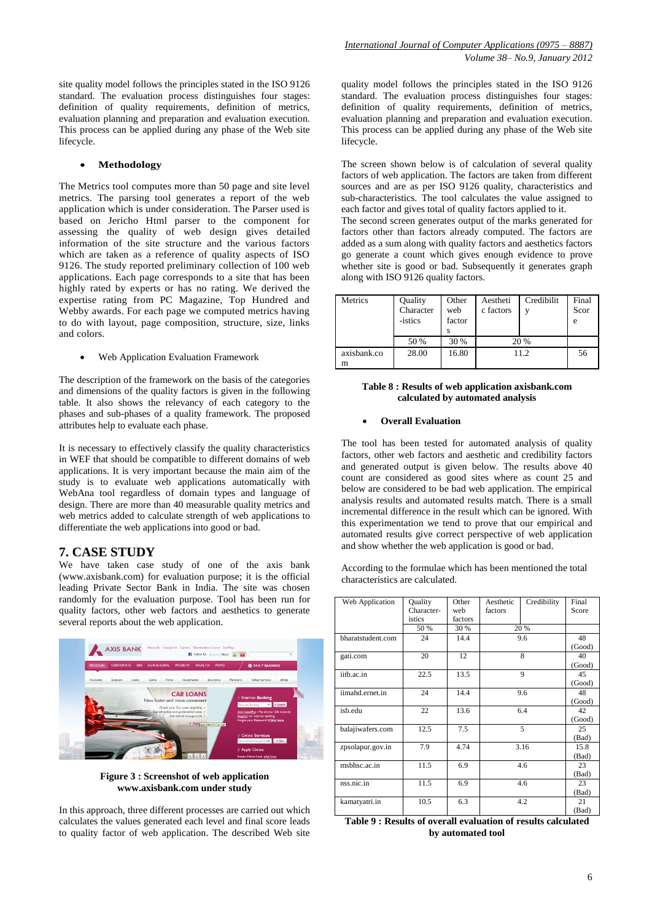site quality model follows the principles stated in the ISO 9126 standard. The evaluation process distinguishes four stages: definition of quality requirements, definition of metrics, evaluation planning and preparation and evaluation execution. This process can be applied during any phase of the Web site lifecycle.

- **Methodology**

The Metrics tool computes more than 50 page and site level metrics. The parsing tool generates a report of the web application which is under consideration. The Parser used is based on Jericho Html parser to the component for assessing the quality of web design gives detailed information of the site structure and the various factors which are taken as a reference of quality aspects of ISO 9126. The study reported preliminary collection of 100 web applications. Each page corresponds to a site that has been highly rated by experts or has no rating. We derived the expertise rating from PC Magazine, Top Hundred and Webby awards. For each page we computed metrics having to do with layout, page composition, structure, size, links and colors.

- Web Application Evaluation Framework

The description of the framework on the basis of the categories and dimensions of the quality factors is given in the following table. It also shows the relevancy of each category to the phases and sub-phases of a quality framework. The proposed attributes help to evaluate each phase.

It is necessary to effectively classify the quality characteristics in WEF that should be compatible to different domains of web applications. It is very important because the main aim of the study is to evaluate web applications automatically with WebAna tool regardless of domain types and language of design. There are more than 40 measurable quality metrics and web metrics added to calculate strength of web applications to differentiate the web applications into good or bad.

## 7. CASE STUDY

We have taken case study of one of the axis bank (www.axisbank.com) for evaluation purpose; it is the official leading Private Sector Bank in India. The site was chosen randomly for the evaluation purpose. Tool has been run for quality factors, other web factors and aesthetics to generate several reports about the web application.

**Figure 3 : Screenshot of web application www.axisbank.com under study**

In this approach, three different processes are carried out which calculates the values generated each level and final score leads to quality factor of web application. The described Web site quality model follows the principles stated in the ISO 9126 standard. The evaluation process distinguishes four stages: definition of quality requirements, definition of metrics, evaluation planning and preparation and evaluation execution. This process can be applied during any phase of the Web site lifecycle.

The screen shown below is of calculation of several quality factors of web application. The factors are taken from different sources and are as per ISO 9126 quality, characteristics and sub-characteristics. The tool calculates the value assigned to each factor and gives total of quality factors applied to it.
The second screen generates output of the marks generated for factors other than factors already computed. The factors are added as a sum along with quality factors and aesthetics factors go generate a count which gives enough evidence to prove whether site is good or bad. Subsequently it generates graph along with ISO 9126 quality factors.

| Metrics | Quality Character-istics | Other web factors | Aesthetic factors | Credibility | Final Score |
|---|---|---|---|---|---|
| | 50 % | 30 % | 20 % | | |
| axisbank.com | 28.00 | 16.80 | 11.2 | | 56 |

**Table 8 : Results of web application axisbank.com calculated by automated analysis**

- **Overall Evaluation**

The tool has been tested for automated analysis of quality factors, other web factors and aesthetic and credibility factors and generated output is given below. The results above 40 count are considered as good sites where as count 25 and below are considered to be bad web application. The empirical analysis results and automated results match. There is a small incremental difference in the result which can be ignored. With this experimentation we tend to prove that our empirical and automated results give correct perspective of web application and show whether the web application is good or bad.

According to the formulae which has been mentioned the total characteristics are calculated.

| Web Application | Quality Character-istics | Other web factors | Aesthetic factors | Credibility | Final Score |
|---|---|---|---|---|---|
| | 50 % | 30 % | 20 % | | |
| bharatstudent.com | 24 | 14.4 | 9.6 | | 48 (Good) |
| gati.com | 20 | 12 | 8 | | 40 (Good) |
| iitb.ac.in | 22.5 | 13.5 | 9 | | 45 (Good) |
| iimahd.ernet.in | 24 | 14.4 | 9.6 | | 48 (Good) |
| isb.edu | 22 | 13.6 | 6.4 | | 42 (Good) |
| balajiwafers.com | 12.5 | 7.5 | 5 | | 25 (Bad) |
| zpsolapur.gov.in | 7.9 | 4.74 | 3.16 | | 15.8 (Bad) |
| msbhsc.ac.in | 11.5 | 6.9 | 4.6 | | 23 (Bad) |
| nss.nic.in | 11.5 | 6.9 | 4.6 | | 23 (Bad) |
| kamatyatri.in | 10.5 | 6.3 | 4.2 | | 21 (Bad) |

**Table 9 : Results of overall evaluation of results calculated by automated tool**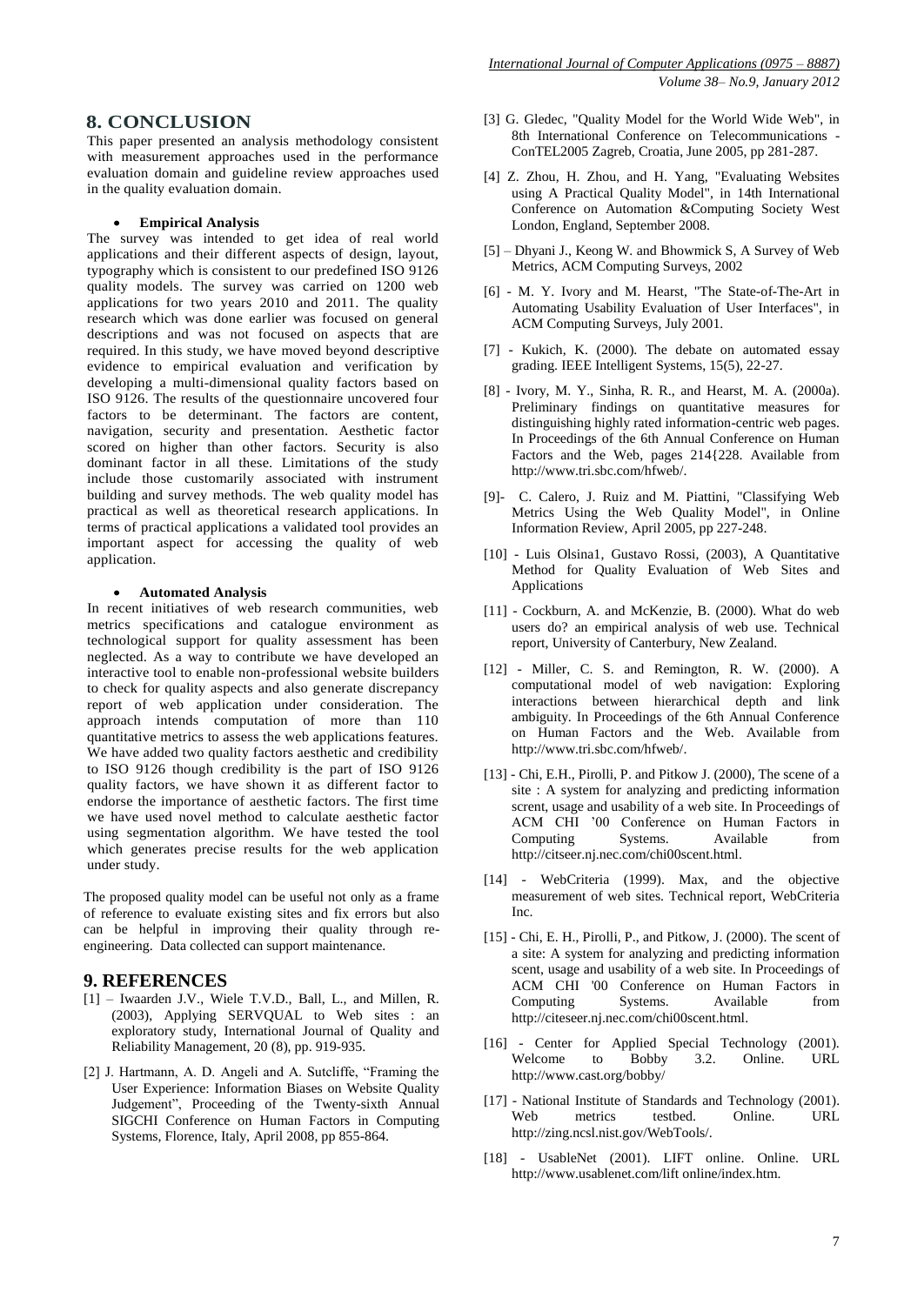## 8. CONCLUSION

This paper presented an analysis methodology consistent with measurement approaches used in the performance evaluation domain and guideline review approaches used in the quality evaluation domain.

- **Empirical Analysis**

The survey was intended to get idea of real world applications and their different aspects of design, layout, typography which is consistent to our predefined ISO 9126 quality models. The survey was carried on 1200 web applications for two years 2010 and 2011. The quality research which was done earlier was focused on general descriptions and was not focused on aspects that are required. In this study, we have moved beyond descriptive evidence to empirical evaluation and verification by developing a multi-dimensional quality factors based on ISO 9126. The results of the questionnaire uncovered four factors to be determinant. The factors are content, navigation, security and presentation. Aesthetic factor scored on higher than other factors. Security is also dominant factor in all these. Limitations of the study include those customarily associated with instrument building and survey methods. The web quality model has practical as well as theoretical research applications. In terms of practical applications a validated tool provides an important aspect for accessing the quality of web application.

- **Automated Analysis**

In recent initiatives of web research communities, web metrics specifications and catalogue environment as technological support for quality assessment has been neglected. As a way to contribute we have developed an interactive tool to enable non-professional website builders to check for quality aspects and also generate discrepancy report of web application under consideration. The approach intends computation of more than 110 quantitative metrics to assess the web applications features. We have added two quality factors aesthetic and credibility to ISO 9126 though credibility is the part of ISO 9126 quality factors, we have shown it as different factor to endorse the importance of aesthetic factors. The first time we have used novel method to calculate aesthetic factor using segmentation algorithm. We have tested the tool which generates precise results for the web application under study.

The proposed quality model can be useful not only as a frame of reference to evaluate existing sites and fix errors but also can be helpful in improving their quality through re-engineering. Data collected can support maintenance.

## 9. REFERENCES

[1] – Iwaarden J.V., Wiele T.V.D., Ball, L., and Millen, R. (2003), Applying SERVQUAL to Web sites : an exploratory study, International Journal of Quality and Reliability Management, 20 (8), pp. 919-935.

[2] J. Hartmann, A. D. Angeli and A. Sutcliffe, "Framing the User Experience: Information Biases on Website Quality Judgement", Proceeding of the Twenty-sixth Annual SIGCHI Conference on Human Factors in Computing Systems, Florence, Italy, April 2008, pp 855-864.

[3] G. Gledec, "Quality Model for the World Wide Web", in 8th International Conference on Telecommunications - ConTEL2005 Zagreb, Croatia, June 2005, pp 281-287.

[4] Z. Zhou, H. Zhou, and H. Yang, "Evaluating Websites using A Practical Quality Model", in 14th International Conference on Automation &Computing Society West London, England, September 2008.

[5] – Dhyani J., Keong W. and Bhowmick S, A Survey of Web Metrics, ACM Computing Surveys, 2002

[6] - M. Y. Ivory and M. Hearst, "The State-of-The-Art in Automating Usability Evaluation of User Interfaces", in ACM Computing Surveys, July 2001.

[7] - Kukich, K. (2000). The debate on automated essay grading. IEEE Intelligent Systems, 15(5), 22-27.

[8] - Ivory, M. Y., Sinha, R. R., and Hearst, M. A. (2000a). Preliminary findings on quantitative measures for distinguishing highly rated information-centric web pages. In Proceedings of the 6th Annual Conference on Human Factors and the Web, pages 214{228. Available from http://www.tri.sbc.com/hfweb/.

[9]- C. Calero, J. Ruiz and M. Piattini, "Classifying Web Metrics Using the Web Quality Model", in Online Information Review, April 2005, pp 227-248.

[10] - Luis Olsina1, Gustavo Rossi, (2003), A Quantitative Method for Quality Evaluation of Web Sites and Applications

[11] - Cockburn, A. and McKenzie, B. (2000). What do web users do? an empirical analysis of web use. Technical report, University of Canterbury, New Zealand.

[12] - Miller, C. S. and Remington, R. W. (2000). A computational model of web navigation: Exploring interactions between hierarchical depth and link ambiguity. In Proceedings of the 6th Annual Conference on Human Factors and the Web. Available from http://www.tri.sbc.com/hfweb/.

[13] - Chi, E.H., Pirolli, P. and Pitkow J. (2000), The scene of a site : A system for analyzing and predicting information scrent, usage and usability of a web site. In Proceedings of ACM CHI '00 Conference on Human Factors in Computing Systems. Available from http://citseer.nj.nec.com/chi00scent.html.

[14] - WebCriteria (1999). Max, and the objective measurement of web sites. Technical report, WebCriteria Inc.

[15] - Chi, E. H., Pirolli, P., and Pitkow, J. (2000). The scent of a site: A system for analyzing and predicting information scent, usage and usability of a web site. In Proceedings of ACM CHI '00 Conference on Human Factors in Computing Systems. Available from http://citeseer.nj.nec.com/chi00scent.html.

[16] - Center for Applied Special Technology (2001). Welcome to Bobby 3.2. Online. URL http://www.cast.org/bobby/

[17] - National Institute of Standards and Technology (2001). Web metrics testbed. Online. URL http://zing.ncsl.nist.gov/WebTools/.

[18] - UsableNet (2001). LIFT online. Online. URL http://www.usablenet.com/lift online/index.htm.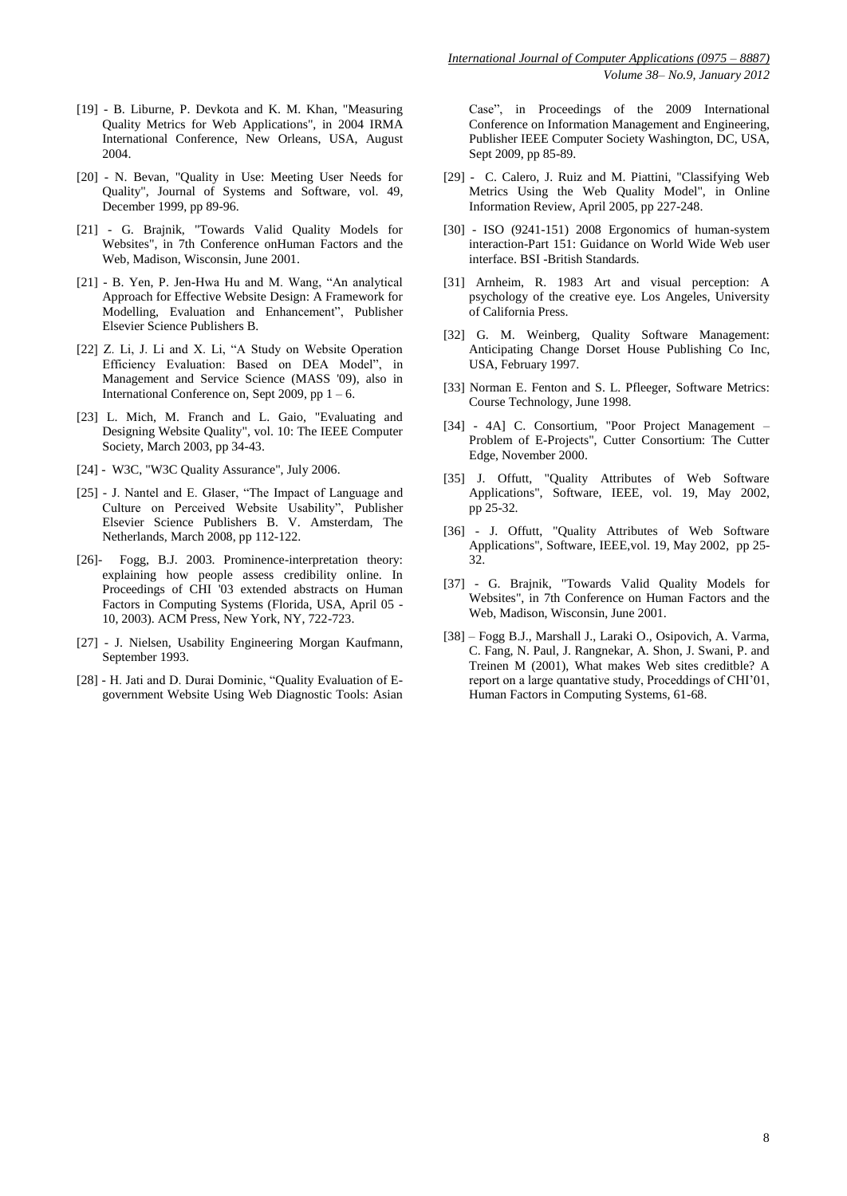[19] - B. Liburne, P. Devkota and K. M. Khan, "Measuring Quality Metrics for Web Applications", in 2004 IRMA International Conference, New Orleans, USA, August 2004.

[20] - N. Bevan, "Quality in Use: Meeting User Needs for Quality", Journal of Systems and Software, vol. 49, December 1999, pp 89-96.

[21] - G. Brajnik, "Towards Valid Quality Models for Websites", in 7th Conference onHuman Factors and the Web, Madison, Wisconsin, June 2001.

[21] - B. Yen, P. Jen-Hwa Hu and M. Wang, "An analytical Approach for Effective Website Design: A Framework for Modelling, Evaluation and Enhancement", Publisher Elsevier Science Publishers B.

[22] Z. Li, J. Li and X. Li, "A Study on Website Operation Efficiency Evaluation: Based on DEA Model", in Management and Service Science (MASS '09), also in International Conference on, Sept 2009, pp 1 – 6.

[23] L. Mich, M. Franch and L. Gaio, "Evaluating and Designing Website Quality", vol. 10: The IEEE Computer Society, March 2003, pp 34-43.

[24] - W3C, "W3C Quality Assurance", July 2006.

[25] - J. Nantel and E. Glaser, "The Impact of Language and Culture on Perceived Website Usability", Publisher Elsevier Science Publishers B. V. Amsterdam, The Netherlands, March 2008, pp 112-122.

[26]- Fogg, B.J. 2003. Prominence-interpretation theory: explaining how people assess credibility online. In Proceedings of CHI '03 extended abstracts on Human Factors in Computing Systems (Florida, USA, April 05 - 10, 2003). ACM Press, New York, NY, 722-723.

[27] - J. Nielsen, Usability Engineering Morgan Kaufmann, September 1993.

[28] - H. Jati and D. Durai Dominic, "Quality Evaluation of E-government Website Using Web Diagnostic Tools: Asian Case", in Proceedings of the 2009 International Conference on Information Management and Engineering, Publisher IEEE Computer Society Washington, DC, USA, Sept 2009, pp 85-89.

[29] - C. Calero, J. Ruiz and M. Piattini, "Classifying Web Metrics Using the Web Quality Model", in Online Information Review, April 2005, pp 227-248.

[30] - ISO (9241-151) 2008 Ergonomics of human-system interaction-Part 151: Guidance on World Wide Web user interface. BSI -British Standards.

[31] Arnheim, R. 1983 Art and visual perception: A psychology of the creative eye. Los Angeles, University of California Press.

[32] G. M. Weinberg, Quality Software Management: Anticipating Change Dorset House Publishing Co Inc, USA, February 1997.

[33] Norman E. Fenton and S. L. Pfleeger, Software Metrics: Course Technology, June 1998.

[34] - 4A] C. Consortium, "Poor Project Management – Problem of E-Projects", Cutter Consortium: The Cutter Edge, November 2000.

[35] J. Offutt, "Quality Attributes of Web Software Applications", Software, IEEE, vol. 19, May 2002, pp 25-32.

[36] - J. Offutt, "Quality Attributes of Web Software Applications", Software, IEEE,vol. 19, May 2002, pp 25-32.

[37] - G. Brajnik, "Towards Valid Quality Models for Websites", in 7th Conference on Human Factors and the Web, Madison, Wisconsin, June 2001.

[38] – Fogg B.J., Marshall J., Laraki O., Osipovich, A. Varma, C. Fang, N. Paul, J. Rangnekar, A. Shon, J. Swani, P. and Treinen M (2001), What makes Web sites creditble? A report on a large quantative study, Proceddings of CHI'01, Human Factors in Computing Systems, 61-68.